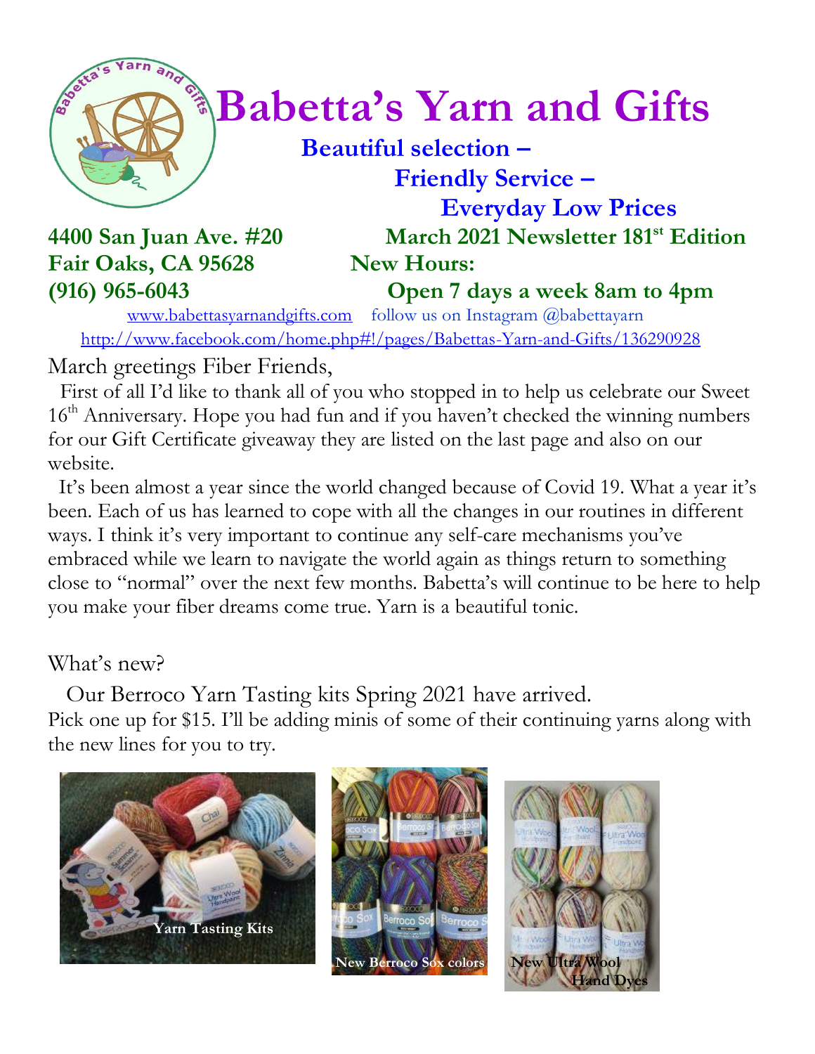# Babetta's Yarn and Gifts

**Beautiful selection –**
**Friendly Service –**
**Everyday Low Prices**

**4400 San Juan Ave. #20**
**Fair Oaks, CA 95628**
**(916) 965-6043**

**March 2021 Newsletter 181st Edition**
**New Hours:**
**Open 7 days a week 8am to 4pm**

www.babettasyarnandgifts.com follow us on Instagram @babettayarn
http://www.facebook.com/home.php#!/pages/Babettas-Yarn-and-Gifts/136290928

March greetings Fiber Friends,

First of all I'd like to thank all of you who stopped in to help us celebrate our Sweet 16th Anniversary. Hope you had fun and if you haven't checked the winning numbers for our Gift Certificate giveaway they are listed on the last page and also on our website.

It's been almost a year since the world changed because of Covid 19. What a year it's been. Each of us has learned to cope with all the changes in our routines in different ways. I think it's very important to continue any self-care mechanisms you've embraced while we learn to navigate the world again as things return to something close to "normal" over the next few months. Babetta's will continue to be here to help you make your fiber dreams come true. Yarn is a beautiful tonic.

What's new?

Our Berroco Yarn Tasting kits Spring 2021 have arrived. Pick one up for $15. I'll be adding minis of some of their continuing yarns along with the new lines for you to try.

**Yarn Tasting Kits**

**New Berroco Sox colors**

**New Ultra Wool Hand Dyes**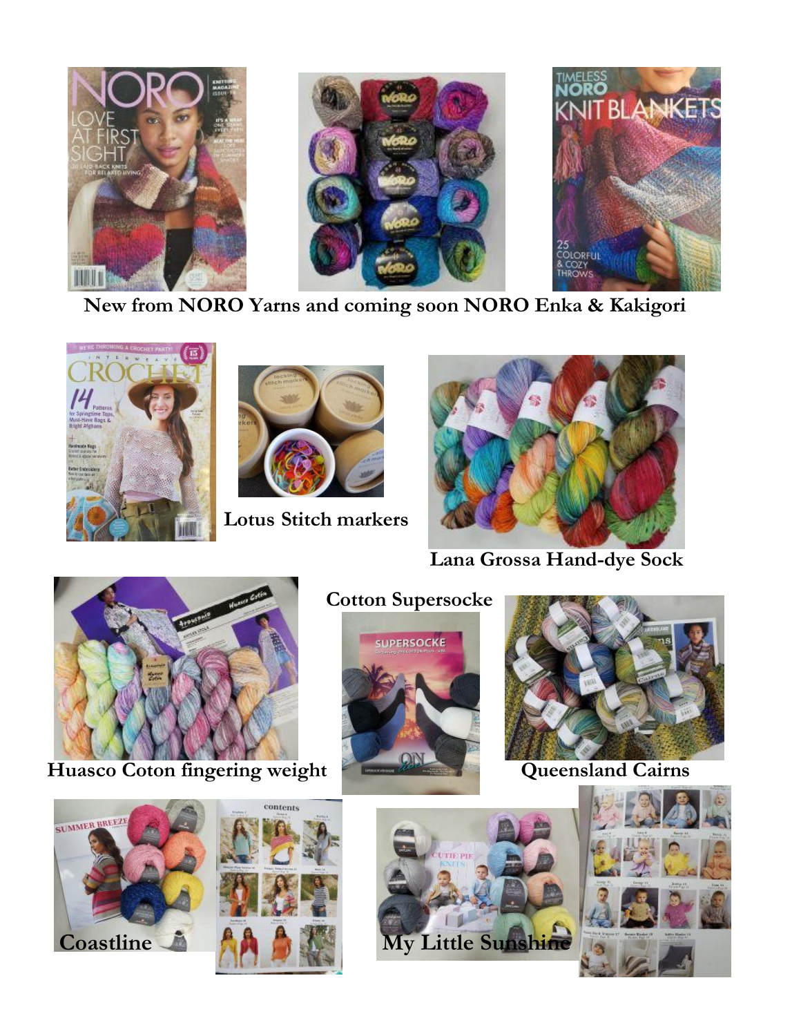**New from NORO Yarns and coming soon NORO Enka & Kakigori**

**Lotus Stitch markers**

**Lana Grossa Hand-dye Sock**

**Cotton Supersocke**

**Huasco Coton fingering weight**

**Queensland Cairns**

**Coastline**

**My Little Sunshine**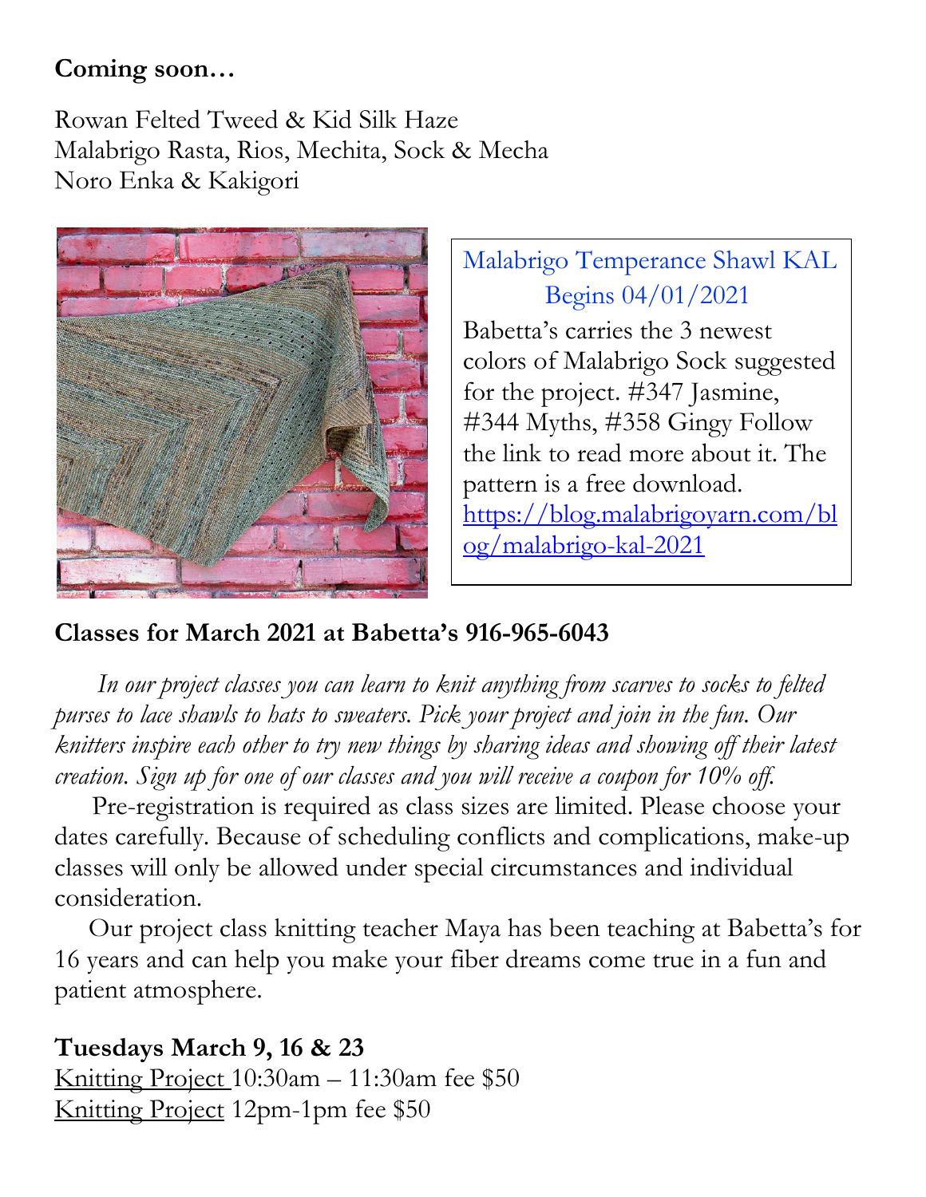**Coming soon…**

Rowan Felted Tweed & Kid Silk Haze
Malabrigo Rasta, Rios, Mechita, Sock & Mecha
Noro Enka & Kakigori

Malabrigo Temperance Shawl KAL
Begins 04/01/2021

Babetta's carries the 3 newest colors of Malabrigo Sock suggested for the project. #347 Jasmine, #344 Myths, #358 Gingy Follow the link to read more about it. The pattern is a free download. https://blog.malabrigoyarn.com/blog/malabrigo-kal-2021

## Classes for March 2021 at Babetta's 916-965-6043

*In our project classes you can learn to knit anything from scarves to socks to felted purses to lace shawls to hats to sweaters. Pick your project and join in the fun. Our knitters inspire each other to try new things by sharing ideas and showing off their latest creation. Sign up for one of our classes and you will receive a coupon for 10% off.*

Pre-registration is required as class sizes are limited. Please choose your dates carefully. Because of scheduling conflicts and complications, make-up classes will only be allowed under special circumstances and individual consideration.

Our project class knitting teacher Maya has been teaching at Babetta's for 16 years and can help you make your fiber dreams come true in a fun and patient atmosphere.

**Tuesdays March 9, 16 & 23**
Knitting Project 10:30am – 11:30am fee $50
Knitting Project 12pm-1pm fee $50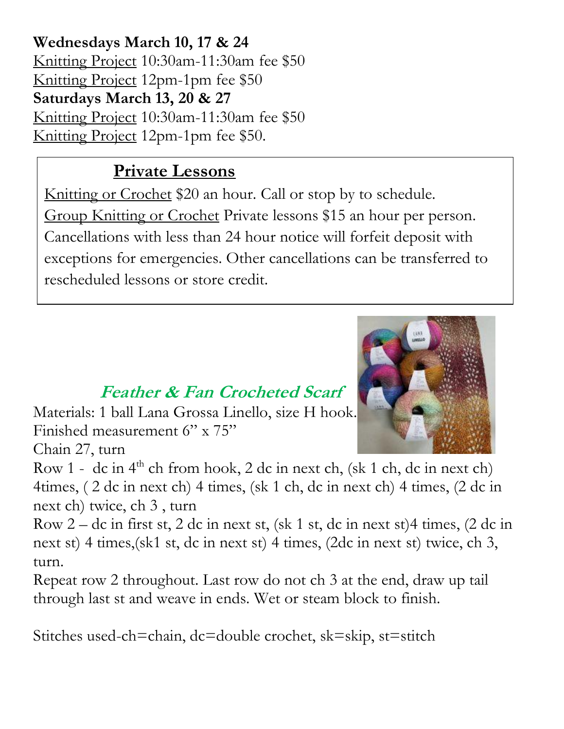**Wednesdays March 10, 17 & 24**
Knitting Project 10:30am-11:30am fee $50
Knitting Project 12pm-1pm fee $50
**Saturdays March 13, 20 & 27**
Knitting Project 10:30am-11:30am fee $50
Knitting Project 12pm-1pm fee $50.

## Private Lessons

Knitting or Crochet $20 an hour. Call or stop by to schedule.
Group Knitting or Crochet Private lessons $15 an hour per person. Cancellations with less than 24 hour notice will forfeit deposit with exceptions for emergencies. Other cancellations can be transferred to rescheduled lessons or store credit.

## *Feather & Fan Crocheted Scarf*

Materials: 1 ball Lana Grossa Linello, size H hook.
Finished measurement 6" x 75"
Chain 27, turn

Row 1 - dc in 4th ch from hook, 2 dc in next ch, (sk 1 ch, dc in next ch) 4times, ( 2 dc in next ch) 4 times, (sk 1 ch, dc in next ch) 4 times, (2 dc in next ch) twice, ch 3 , turn

Row 2 – dc in first st, 2 dc in next st, (sk 1 st, dc in next st)4 times, (2 dc in next st) 4 times,(sk1 st, dc in next st) 4 times, (2dc in next st) twice, ch 3, turn.

Repeat row 2 throughout. Last row do not ch 3 at the end, draw up tail through last st and weave in ends. Wet or steam block to finish.

Stitches used-ch=chain, dc=double crochet, sk=skip, st=stitch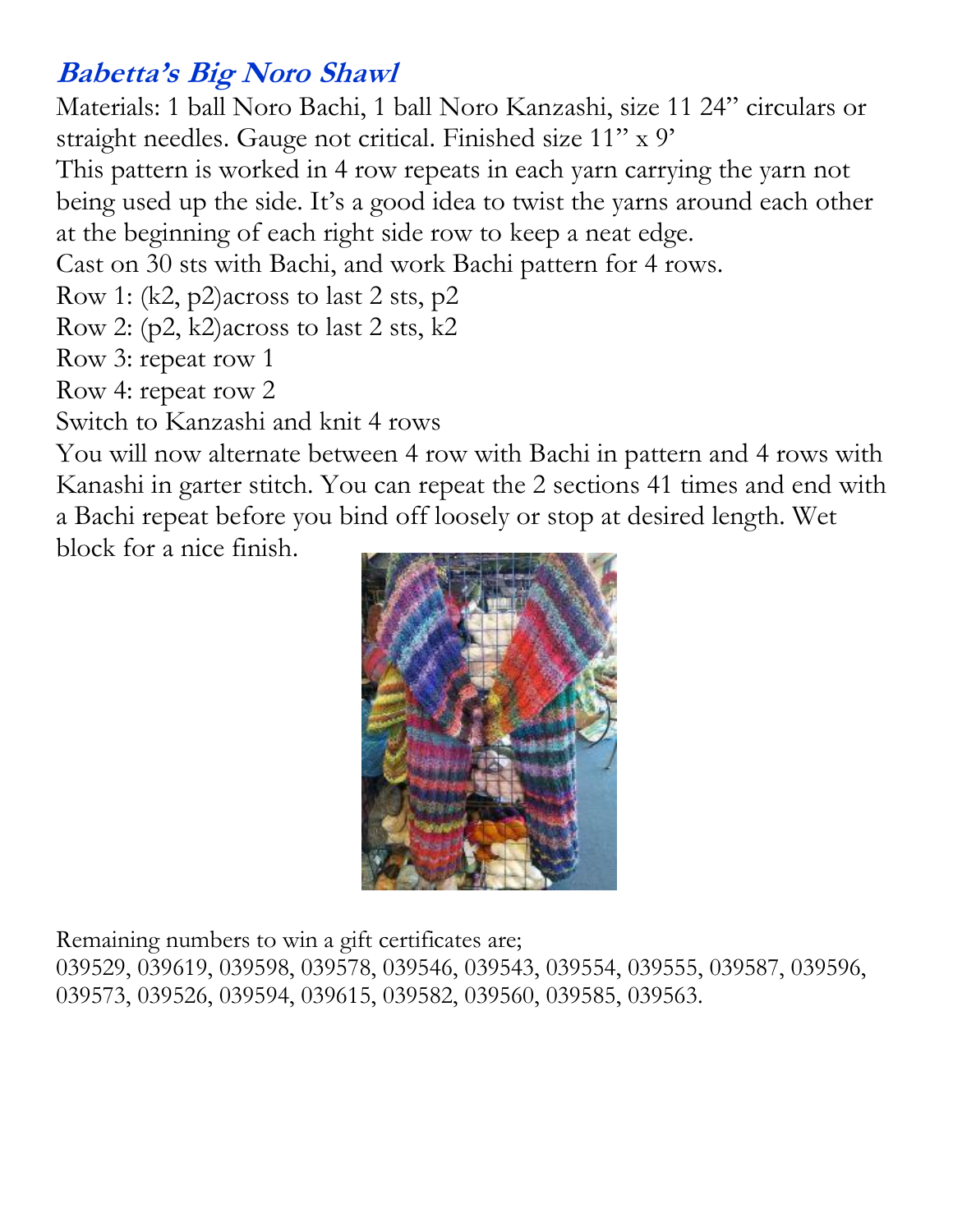## *Babetta's Big Noro Shawl*

Materials: 1 ball Noro Bachi, 1 ball Noro Kanzashi, size 11 24" circulars or straight needles. Gauge not critical. Finished size 11" x 9'

This pattern is worked in 4 row repeats in each yarn carrying the yarn not being used up the side. It's a good idea to twist the yarns around each other at the beginning of each right side row to keep a neat edge.

Cast on 30 sts with Bachi, and work Bachi pattern for 4 rows.

Row 1: (k2, p2)across to last 2 sts, p2

Row 2: (p2, k2)across to last 2 sts, k2

Row 3: repeat row 1

Row 4: repeat row 2

Switch to Kanzashi and knit 4 rows

You will now alternate between 4 row with Bachi in pattern and 4 rows with Kanashi in garter stitch. You can repeat the 2 sections 41 times and end with a Bachi repeat before you bind off loosely or stop at desired length. Wet block for a nice finish.

Remaining numbers to win a gift certificates are;

039529, 039619, 039598, 039578, 039546, 039543, 039554, 039555, 039587, 039596, 039573, 039526, 039594, 039615, 039582, 039560, 039585, 039563.